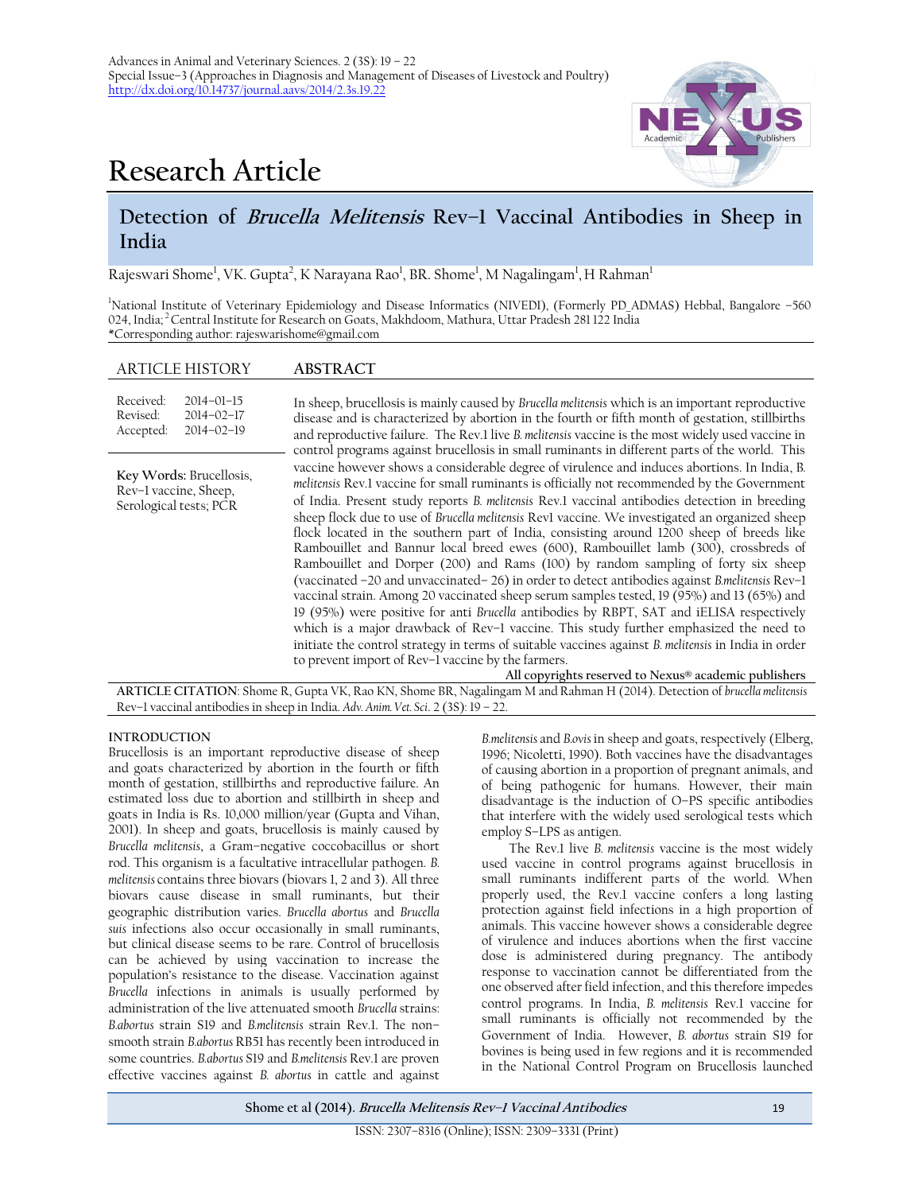Advances in Animal and Veterinary Sciences. 2 (3S): 19 – 22
Special Issue–3 (Approaches in Diagnosis and Management of Diseases of Livestock and Poultry)
http://dx.doi.org/10.14737/journal.aavs/2014/2.3s.19.22

# Research Article

## Detection of *Brucella Melitensis* Rev–1 Vaccinal Antibodies in Sheep in India

Rajeswari Shome[1], VK. Gupta[2], K Narayana Rao[1], BR. Shome[1], M Nagalingam[1], H Rahman[1]

[1]National Institute of Veterinary Epidemiology and Disease Informatics (NIVEDI), (Formerly PD_ADMAS) Hebbal, Bangalore –560 024, India; [2]Central Institute for Research on Goats, Makhdoom, Mathura, Uttar Pradesh 281 122 India
*Corresponding author: rajeswarishome@gmail.com

**ARTICLE HISTORY**

Received: 2014–01–15
Revised: 2014–02–17
Accepted: 2014–02–19

**Key Words:** Brucellosis, Rev–1 vaccine, Sheep, Serological tests; PCR

**ABSTRACT**

In sheep, brucellosis is mainly caused by *Brucella melitensis* which is an important reproductive disease and is characterized by abortion in the fourth or fifth month of gestation, stillbirths and reproductive failure. The Rev.1 live *B. melitensis* vaccine is the most widely used vaccine in control programs against brucellosis in small ruminants in different parts of the world. This vaccine however shows a considerable degree of virulence and induces abortions. In India, *B. melitensis* Rev.1 vaccine for small ruminants is officially not recommended by the Government of India. Present study reports *B. melitensis* Rev.1 vaccinal antibodies detection in breeding sheep flock due to use of *Brucella melitensis* Rev1 vaccine. We investigated an organized sheep flock located in the southern part of India, consisting around 1200 sheep of breeds like Rambouillet and Bannur local breed ewes (600), Rambouillet lamb (300), crossbreds of Rambouillet and Dorper (200) and Rams (100) by random sampling of forty six sheep (vaccinated –20 and unvaccinated– 26) in order to detect antibodies against *B.melitensis* Rev–1 vaccinal strain. Among 20 vaccinated sheep serum samples tested, 19 (95%) and 13 (65%) and 19 (95%) were positive for anti *Brucella* antibodies by RBPT, SAT and iELISA respectively which is a major drawback of Rev–1 vaccine. This study further emphasized the need to initiate the control strategy in terms of suitable vaccines against *B. melitensis* in India in order to prevent import of Rev–1 vaccine by the farmers.

**All copyrights reserved to Nexus® academic publishers**

**ARTICLE CITATION**: Shome R, Gupta VK, Rao KN, Shome BR, Nagalingam M and Rahman H (2014). Detection of *brucella melitensis* Rev–1 vaccinal antibodies in sheep in India. *Adv. Anim. Vet. Sci.* 2 (3S): 19 – 22.

### INTRODUCTION

Brucellosis is an important reproductive disease of sheep and goats characterized by abortion in the fourth or fifth month of gestation, stillbirths and reproductive failure. An estimated loss due to abortion and stillbirth in sheep and goats in India is Rs. 10,000 million/year (Gupta and Vihan, 2001). In sheep and goats, brucellosis is mainly caused by *Brucella melitensis*, a Gram–negative coccobacillus or short rod. This organism is a facultative intracellular pathogen. *B. melitensis* contains three biovars (biovars 1, 2 and 3). All three biovars cause disease in small ruminants, but their geographic distribution varies. *Brucella abortus* and *Brucella suis* infections also occur occasionally in small ruminants, but clinical disease seems to be rare. Control of brucellosis can be achieved by using vaccination to increase the population's resistance to the disease. Vaccination against *Brucella* infections in animals is usually performed by administration of the live attenuated smooth *Brucella* strains: *B.abortus* strain S19 and *B.melitensis* strain Rev.1. The non–smooth strain *B.abortus* RB51 has recently been introduced in some countries. *B.abortus* S19 and *B.melitensis* Rev.1 are proven effective vaccines against *B. abortus* in cattle and against *B.melitensis* and *B.ovis* in sheep and goats, respectively (Elberg, 1996; Nicoletti, 1990). Both vaccines have the disadvantages of causing abortion in a proportion of pregnant animals, and of being pathogenic for humans. However, their main disadvantage is the induction of O–PS specific antibodies that interfere with the widely used serological tests which employ S–LPS as antigen.

The Rev.1 live *B. melitensis* vaccine is the most widely used vaccine in control programs against brucellosis in small ruminants indifferent parts of the world. When properly used, the Rev.1 vaccine confers a long lasting protection against field infections in a high proportion of animals. This vaccine however shows a considerable degree of virulence and induces abortions when the first vaccine dose is administered during pregnancy. The antibody response to vaccination cannot be differentiated from the one observed after field infection, and this therefore impedes control programs. In India, *B. melitensis* Rev.1 vaccine for small ruminants is officially not recommended by the Government of India. However, *B. abortus* strain S19 for bovines is being used in few regions and it is recommended in the National Control Program on Brucellosis launched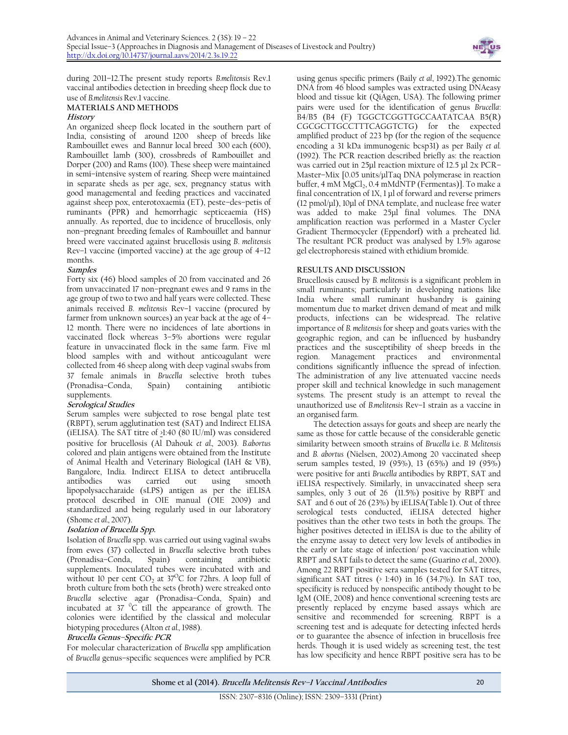during 2011–12.The present study reports *B.melitensis* Rev.1 vaccinal antibodies detection in breeding sheep flock due to use of *B.melitensis* Rev.1 vaccine.

## MATERIALS AND METHODS

### History

An organized sheep flock located in the southern part of India, consisting of around 1200 sheep of breeds like Rambouillet ewes and Bannur local breed 300 each (600), Rambouillet lamb (300), crossbreds of Rambouillet and Dorper (200) and Rams (100). These sheep were maintained in semi–intensive system of rearing. Sheep were maintained in separate sheds as per age, sex, pregnancy status with good managemental and feeding practices and vaccinated against sheep pox, enterotoxaemia (ET), peste–des–petis of ruminants (PPR) and hemorrhagic septiceaemia (HS) annually. As reported, due to incidence of brucellosis, only non–pregnant breeding females of Rambouillet and bannur breed were vaccinated against brucellosis using *B. melitensis* Rev–1 vaccine (imported vaccine) at the age group of 4–12 months.

### Samples

Forty six (46) blood samples of 20 from vaccinated and 26 from unvaccinated 17 non–pregnant ewes and 9 rams in the age group of two to two and half years were collected. These animals received *B. melitensis* Rev–1 vaccine (procured by farmer from unknown sources) an year back at the age of 4–12 month. There were no incidences of late abortions in vaccinated flock whereas 3–5% abortions were regular feature in unvaccinated flock in the same farm. Five ml blood samples with and without anticoagulant were collected from 46 sheep along with deep vaginal swabs from 37 female animals in *Brucella* selective broth tubes (Pronadisa–Conda, Spain) containing antibiotic supplements.

### Serological Studies

Serum samples were subjected to rose bengal plate test (RBPT), serum agglutination test (SAT) and Indirect ELISA (iELISA). The SAT titre of ≥1:40 (80 IU/ml) was considered positive for brucellosis (Al Dahouk *et al*., 2003). *B.abortus* colored and plain antigens were obtained from the Institute of Animal Health and Veterinary Biological (IAH & VB), Bangalore, India. Indirect ELISA to detect antibrucella antibodies was carried out using smooth lipopolysaccharaide (sLPS) antigen as per the iELISA protocol described in OIE manual (OIE 2009) and standardized and being regularly used in our laboratory (Shome *et al*., 2007).

### Isolation of *Brucella* Spp.

Isolation of *Brucella* spp. was carried out using vaginal swabs from ewes (37) collected in *Brucella* selective broth tubes (Pronadisa–Conda, Spain) containing antibiotic supplements. Inoculated tubes were incubated with and without 10 per cent $CO_2$ at 37$^{O}$C for 72hrs. A loop full of broth culture from both the sets (broth) were streaked onto *Brucella* selective agar (Pronadisa–Conda, Spain) and incubated at 37 $^{0}$C till the appearance of growth. The colonies were identified by the classical and molecular biotyping procedures (Alton *et al*., 1988).

### *Brucella* Genus–Specific PCR

For molecular characterization of *Brucella* spp amplification of *Brucella* genus–specific sequences were amplified by PCR using genus specific primers (Baily *et al*, 1992).The genomic DNA from 46 blood samples was extracted using DNAeasy blood and tissue kit (QiAgen, USA). The following primer pairs were used for the identification of genus *Brucella*: B4/B5 (B4 (F) TGGCTCGGTTGCCAATATCAA B5(R) CGCGCTTGCCTTTCAGGTCTG) for the expected amplified product of 223 bp (for the region of the sequence encoding a 31 kDa immunogenic bcsp31) as per Baily *et al.* (1992). The PCR reaction described briefly as: the reaction was carried out in 25µl reaction mixture of 12.5 µl 2x PCR–Master–Mix [0.05 units/µlTaq DNA polymerase in reaction buffer, 4 mM $MgCl_2$, 0.4 mMdNTP (Fermentas)]. To make a final concentration of 1X, 1 µl of forward and reverse primers (12 pmol/µl), 10µl of DNA template, and nuclease free water was added to make 25µl final volumes. The DNA amplification reaction was performed in a Master Cycler Gradient Thermocycler (Eppendorf) with a preheated lid. The resultant PCR product was analysed by 1.5% agarose gel electrophoresis stained with ethidium bromide.

## RESULTS AND DISCUSSION

Brucellosis caused by *B. melitensis* is a significant problem in small ruminants; particularly in developing nations like India where small ruminant husbandry is gaining momentum due to market driven demand of meat and milk products, infections can be widespread. The relative importance of *B. melitensis* for sheep and goats varies with the geographic region, and can be influenced by husbandry practices and the susceptibility of sheep breeds in the region. Management practices and environmental conditions significantly influence the spread of infection. The administration of any live attenuated vaccine needs proper skill and technical knowledge in such management systems. The present study is an attempt to reveal the unauthorized use of *B.melitensis* Rev–1 strain as a vaccine in an organised farm.

The detection assays for goats and sheep are nearly the same as those for cattle because of the considerable genetic similarity between smooth strains of *Brucella* i.e. *B. Melitensis* and *B. abortus* (Nielsen, 2002).Among 20 vaccinated sheep serum samples tested, 19 (95%), 13 (65%) and 19 (95%) were positive for anti *Brucella* antibodies by RBPT, SAT and iELISA respectively. Similarly, in unvaccinated sheep sera samples, only 3 out of 26 (11.5%) positive by RBPT and SAT and 6 out of 26 (23%) by iELISA(Table 1). Out of three serological tests conducted, iELISA detected higher positives than the other two tests in both the groups. The higher positives detected in iELISA is due to the ability of the enzyme assay to detect very low levels of antibodies in the early or late stage of infection/ post vaccination while RBPT and SAT fails to detect the same (Guarino *et al*., 2000). Among 22 RBPT positive sera samples tested for SAT titres, significant SAT titres (> 1:40) in 16 (34.7%). In SAT too, specificity is reduced by nonspecific antibody thought to be IgM (OIE, 2008) and hence conventional screening tests are presently replaced by enzyme based assays which are sensitive and recommended for screening. RBPT is a screening test and is adequate for detecting infected herds or to guarantee the absence of infection in brucellosis free herds. Though it is used widely as screening test, the test has low specificity and hence RBPT positive sera has to be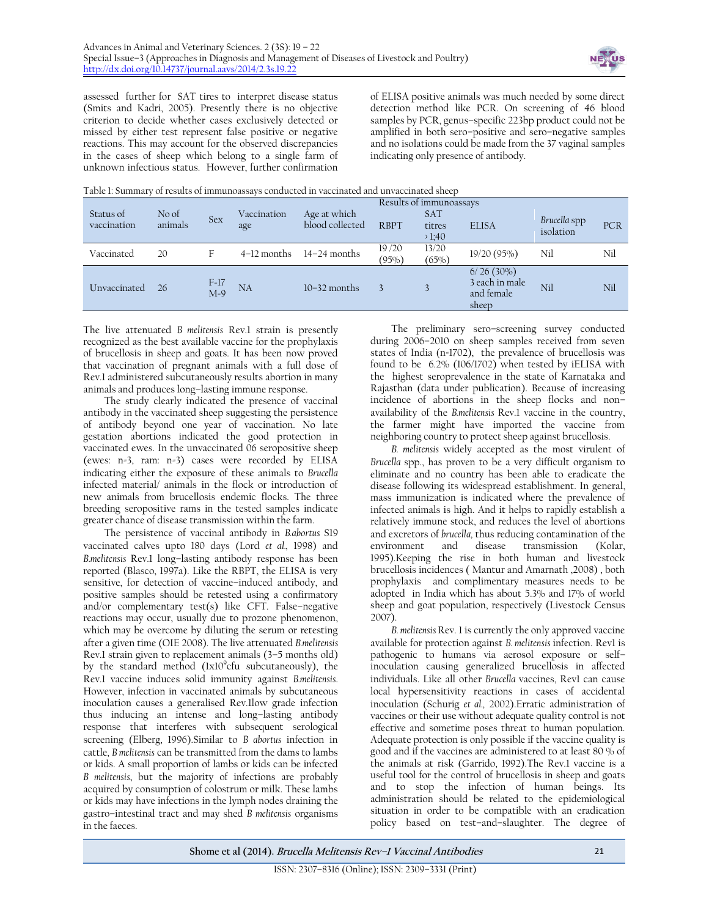assessed further for SAT tires to interpret disease status (Smits and Kadri, 2005). Presently there is no objective criterion to decide whether cases exclusively detected or missed by either test represent false positive or negative reactions. This may account for the observed discrepancies in the cases of sheep which belong to a single farm of unknown infectious status. However, further confirmation of ELISA positive animals was much needed by some direct detection method like PCR. On screening of 46 blood samples by PCR, genus–specific 223bp product could not be amplified in both sero–positive and sero–negative samples and no isolations could be made from the 37 vaginal samples indicating only presence of antibody.

Table 1: Summary of results of immunoassays conducted in vaccinated and unvaccinated sheep

| Status of vaccination | No of animals | Sex | Vaccination age | Age at which blood collected | Results of immunoassays | | | | |
|---|---|---|---|---|---|---|---|---|---|
| | | | | | RBPT | SAT titres ›1;40 | ELISA | *Brucella* spp isolation | PCR |
| Vaccinated | 20 | F | 4–12 months | 14–24 months | 19 /20 (95%) | 13/20 (65%) | 19/20 (95%) | Nil | Nil |
| Unvaccinated | 26 | F=17 M=9 | NA | 10–32 months | 3 | 3 | 6/ 26 (30%) 3 each in male and female sheep | Nil | Nil |

The live attenuated *B melitensis* Rev.1 strain is presently recognized as the best available vaccine for the prophylaxis of brucellosis in sheep and goats. It has been now proved that vaccination of pregnant animals with a full dose of Rev.1 administered subcutaneously results abortion in many animals and produces long–lasting immune response.

The study clearly indicated the presence of vaccinal antibody in the vaccinated sheep suggesting the persistence of antibody beyond one year of vaccination. No late gestation abortions indicated the good protection in vaccinated ewes. In the unvaccinated 06 seropositive sheep (ewes: n=3, ram: n=3) cases were recorded by ELISA indicating either the exposure of these animals to *Brucella* infected material/ animals in the flock or introduction of new animals from brucellosis endemic flocks. The three breeding seropositive rams in the tested samples indicate greater chance of disease transmission within the farm.

The persistence of vaccinal antibody in *B.abortus* S19 vaccinated calves upto 180 days (Lord *et al.,* 1998) and *B.melitensis* Rev.1 long–lasting antibody response has been reported (Blasco, 1997a). Like the RBPT, the ELISA is very sensitive, for detection of vaccine–induced antibody, and positive samples should be retested using a confirmatory and/or complementary test(s) like CFT. False–negative reactions may occur, usually due to prozone phenomenon, which may be overcome by diluting the serum or retesting after a given time (OIE 2008). The live attenuated *B.melitensis* Rev.1 strain given to replacement animals (3–5 months old) by the standard method (1x10$^9$cfu subcutaneously), the Rev.1 vaccine induces solid immunity against *B.melitensis*. However, infection in vaccinated animals by subcutaneous inoculation causes a generalised Rev.1low grade infection thus inducing an intense and long–lasting antibody response that interferes with subsequent serological screening (Elberg, 1996).Similar to *B abortus* infection in cattle, *B melitensis* can be transmitted from the dams to lambs or kids. A small proportion of lambs or kids can be infected *B melitensis*, but the majority of infections are probably acquired by consumption of colostrum or milk. These lambs or kids may have infections in the lymph nodes draining the gastro–intestinal tract and may shed *B melitensis* organisms in the faeces.

The preliminary sero–screening survey conducted during 2006–2010 on sheep samples received from seven states of India (n=1702), the prevalence of brucellosis was found to be 6.2% (106/1702) when tested by iELISA with the highest seroprevalence in the state of Karnataka and Rajasthan (data under publication). Because of increasing incidence of abortions in the sheep flocks and non–availability of the *B.melitensis* Rev.1 vaccine in the country, the farmer might have imported the vaccine from neighboring country to protect sheep against brucellosis.

*B. melitensis* widely accepted as the most virulent of *Brucella* spp., has proven to be a very difficult organism to eliminate and no country has been able to eradicate the disease following its widespread establishment. In general, mass immunization is indicated where the prevalence of infected animals is high. And it helps to rapidly establish a relatively immune stock, and reduces the level of abortions and excretors of *brucella,* thus reducing contamination of the environment and disease transmission (Kolar, 1995).Keeping the rise in both human and livestock brucellosis incidences ( Mantur and Amarnath ,2008) , both prophylaxis and complimentary measures needs to be adopted in India which has about 5.3% and 17% of world sheep and goat population, respectively (Livestock Census 2007).

*B. melitensis* Rev. 1 is currently the only approved vaccine available for protection against *B. melitensis* infection. Rev1 is pathogenic to humans via aerosol exposure or self–inoculation causing generalized brucellosis in affected individuals. Like all other *Brucella* vaccines, Rev1 can cause local hypersensitivity reactions in cases of accidental inoculation (Schurig *et al.,* 2002).Erratic administration of vaccines or their use without adequate quality control is not effective and sometime poses threat to human population. Adequate protection is only possible if the vaccine quality is good and if the vaccines are administered to at least 80 % of the animals at risk (Garrido, 1992).The Rev.1 vaccine is a useful tool for the control of brucellosis in sheep and goats and to stop the infection of human beings. Its administration should be related to the epidemiological situation in order to be compatible with an eradication policy based on test–and–slaughter. The degree of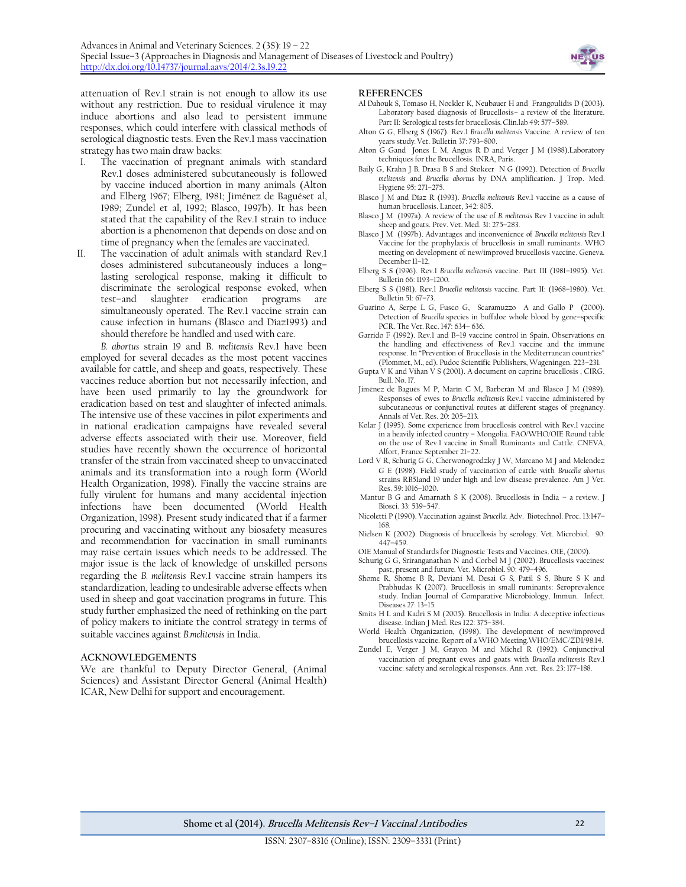attenuation of Rev.1 strain is not enough to allow its use without any restriction. Due to residual virulence it may induce abortions and also lead to persistent immune responses, which could interfere with classical methods of serological diagnostic tests. Even the Rev.1 mass vaccination strategy has two main draw backs:

I. The vaccination of pregnant animals with standard Rev.1 doses administered subcutaneously is followed by vaccine induced abortion in many animals (Alton and Elberg 1967; Elberg, 1981; Jiménez de Baguéset al, 1989; Zundel et al, 1992; Blasco, 1997b). It has been stated that the capability of the Rev.1 strain to induce abortion is a phenomenon that depends on dose and on time of pregnancy when the females are vaccinated.

II. The vaccination of adult animals with standard Rev.1 doses administered subcutaneously induces a long–lasting serological response, making it difficult to discriminate the serological response evoked, when test–and slaughter eradication programs are simultaneously operated. The Rev.1 vaccine strain can cause infection in humans (Blasco and Díaz1993) and should therefore be handled and used with care.

*B. abortus* strain 19 and *B. melitensis* Rev.1 have been employed for several decades as the most potent vaccines available for cattle, and sheep and goats, respectively. These vaccines reduce abortion but not necessarily infection, and have been used primarily to lay the groundwork for eradication based on test and slaughter of infected animals. The intensive use of these vaccines in pilot experiments and in national eradication campaigns have revealed several adverse effects associated with their use. Moreover, field studies have recently shown the occurrence of horizontal transfer of the strain from vaccinated sheep to unvaccinated animals and its transformation into a rough form (World Health Organization, 1998). Finally the vaccine strains are fully virulent for humans and many accidental injection infections have been documented (World Health Organization, 1998). Present study indicated that if a farmer procuring and vaccinating without any biosafety measures and recommendation for vaccination in small ruminants may raise certain issues which needs to be addressed. The major issue is the lack of knowledge of unskilled persons regarding the *B. melitensis* Rev.1 vaccine strain hampers its standardization, leading to undesirable adverse effects when used in sheep and goat vaccination programs in future. This study further emphasized the need of rethinking on the part of policy makers to initiate the control strategy in terms of suitable vaccines against *B.melitensis* in India.

## ACKNOWLEDGEMENTS

We are thankful to Deputy Director General, (Animal Sciences) and Assistant Director General (Animal Health) ICAR, New Delhi for support and encouragement.

## REFERENCES

Al Dahouk S, Tomaso H, Nockler K, Neubauer H and Frangoulidis D (2003). Laboratory based diagnosis of Brucellosis– a review of the literature. Part II: Serological tests for brucellosis. Clin.lab 49: 577–589.

Alton G G, Elberg S (1967). Rev.1 *Brucella melitensis* Vaccine. A review of ten years study. Vet. Bulletin 37: 793–800.

Alton G Gand Jones L M, Angus R D and Verger J M (1988).Laboratory techniques for the Brucellosis. INRA, Paris.

Baily G, Krahn J B, Drasa B S and Stokeer N G (1992). Detection of *Brucella melitensis* and *Brucella abortus* by DNA amplification. J Trop. Med. Hygiene 95: 271–275.

Blasco J M and Díaz R (1993). *Brucella melitensis* Rev.1 vaccine as a cause of human brucellosis. Lancet, 342: 805.

Blasco J M (1997a). A review of the use of *B. melitensis* Rev 1 vaccine in adult sheep and goats. Prev. Vet. Med. 31: 275–283.

Blasco J M (1997b). Advantages and inconvenience of *Brucella melitensis* Rev.1 Vaccine for the prophylaxis of brucellosis in small ruminants. WHO meeting on development of new/improved brucellosis vaccine. Geneva. December 11–12.

Elberg S S (1996). Rev.1 *Brucella melitensis* vaccine. Part III (1981–1995). Vet. Bulletin 66: 1193–1200.

Elberg S S (1981). Rev.1 *Brucella melitensis* vaccine. Part II: (1968–1980). Vet. Bulletin 51: 67–73.

Guarino A, Serpe L G, Fusco G, Scaramuzzo A and Gallo P (2000). Detection of *Brucella* species in buffaloe whole blood by gene–specific PCR. The Vet. Rec. 147: 634– 636.

Garrido F (1992). Rev.1 and B–19 vaccine control in Spain. Observations on the handling and effectiveness of Rev.1 vaccine and the immune response. In "Prevention of Brucellosis in the Mediterranean countries" (Plommet, M., ed). Pudoc Scientific Publishers, Wageningen. 223–231.

Gupta V K and Vihan V S (2001). A document on caprine brucellosis , CIRG. Bull. No. 17.

Jiménez de Bagués M P, Marin C M, Barberán M and Blasco J M (1989). Responses of ewes to *Brucella melitensis* Rev.1 vaccine administered by subcutaneous or conjunctival routes at different stages of pregnancy. Annals of Vet. Res. 20: 205–213.

Kolar J (1995). Some experience from brucellosis control with Rev.1 vaccine in a heavily infected country – Mongolia. FAO/WHO/OIE Round table on the use of Rev.1 vaccine in Small Ruminants and Cattle. CNEVA, Alfort, France September 21–22.

Lord V R, Schurig G G, Cherwonogrodzky J W, Marcano M J and Melendez G E (1998). Field study of vaccination of cattle with *Brucella abortus* strains RB51and 19 under high and low disease prevalence. Am J Vet. Res. 59: 1016–1020.

Mantur B G and Amarnath S K (2008). Brucellosis in India – a review. J Biosci. 33: 539–547.

Nicoletti P (1990). Vaccination against *Brucella*. Adv. Biotechnol. Proc. 13:147–168.

Nielsen K (2002). Diagnosis of brucellosis by serology. Vet. Microbiol. 90: 447–459.

OIE Manual of Standards for Diagnostic Tests and Vaccines. OIE, (2009).

Schurig G G, Sriranganathan N and Corbel M J (2002). Brucellosis vaccines: past, present and future. Vet. Microbiol. 90: 479–496.

Shome R, Shome B R, Deviani M, Desai G S, Patil S S, Bhure S K and Prabhudas K (2007). Brucellosis in small ruminants: Seroprevalence study. Indian Journal of Comparative Microbiology, Immun. Infect. Diseases 27: 13–15.

Smits H L and Kadri S M (2005). Brucellosis in India: A deceptive infectious disease. Indian J Med. Res 122: 375–384.

World Health Organization, (1998). The development of new/improved brucellosis vaccine. Report of a WHO Meeting.WHO/EMC/ZDI/98.14.

Zundel E, Verger J M, Grayon M and Michel R (1992). Conjunctival vaccination of pregnant ewes and goats with *Brucella melitensis* Rev.1 vaccine: safety and serological responses. Ann .vet. Res. 23: 177–188.